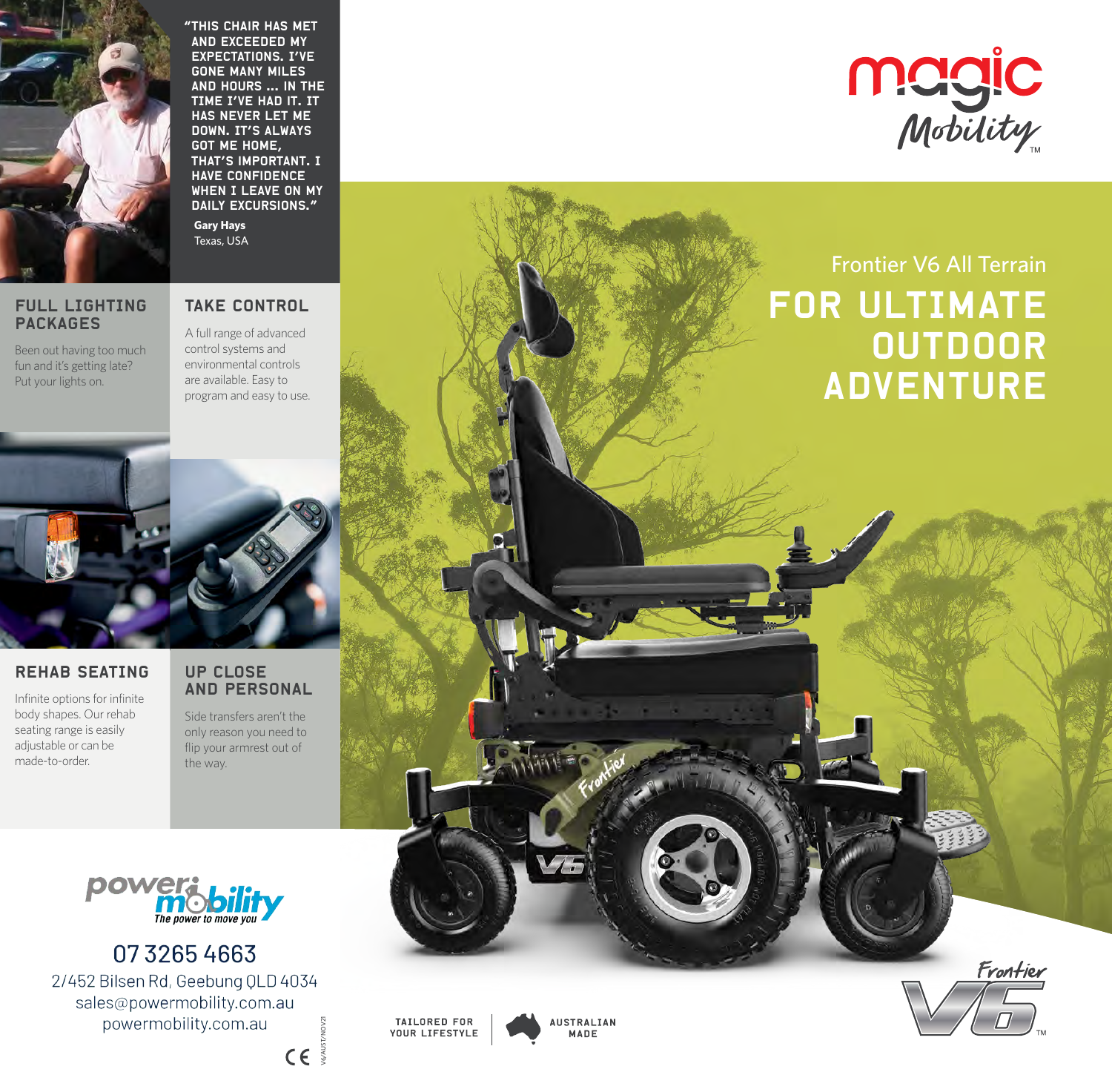# magic Mobility™

## Frontier V6 All Terrain

# FOR ULTIMATE OUTDOOR ADVENTURE

"THIS CHAIR HAS MET AND EXCEEDED MY EXPECTATIONS. I'VE GONE MANY MILES AND HOURS ... IN THE TIME I'VE HAD IT. IT HAS NEVER LET ME DOWN. IT'S ALWAYS GOT ME HOME, THAT'S IMPORTANT. I HAVE CONFIDENCE WHEN I LEAVE ON MY DAILY EXCURSIONS."

**Gary Hays**
Texas, USA

### FULL LIGHTING PACKAGES

Been out having too much fun and it's getting late? Put your lights on.

### TAKE CONTROL

A full range of advanced control systems and environmental controls are available. Easy to program and easy to use.

### REHAB SEATING

Infinite options for infinite body shapes. Our rehab seating range is easily adjustable or can be made-to-order.

### UP CLOSE AND PERSONAL

Side transfers aren't the only reason you need to flip your armrest out of the way.

**power mobility**
*The power to move you*

07 3265 4663
2/452 Bilsen Rd, Geebung QLD 4034
sales@powermobility.com.au
powermobility.com.au

CE

V6/AUST/NOV21

TAILORED FOR YOUR LIFESTYLE

AUSTRALIAN MADE

Frontier V6™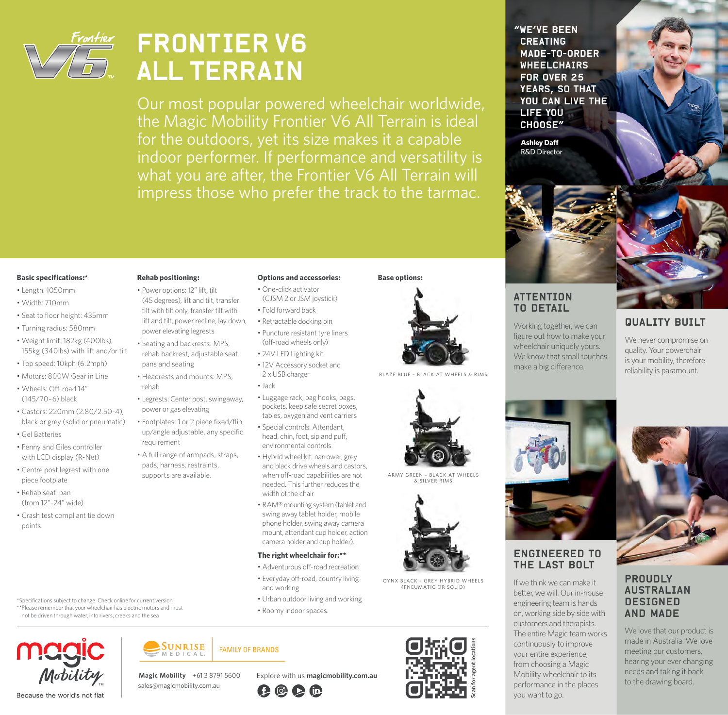# FRONTIER V6 ALL TERRAIN

Our most popular powered wheelchair worldwide, the Magic Mobility Frontier V6 All Terrain is ideal for the outdoors, yet its size makes it a capable indoor performer. If performance and versatility is what you are after, the Frontier V6 All Terrain will impress those who prefer the track to the tarmac.

**Basic specifications:***

- Length: 1050mm
- Width: 710mm
- Seat to floor height: 435mm
- Turning radius: 580mm
- Weight limit: 182kg (400lbs), 155kg (340lbs) with lift and/or tilt
- Top speed: 10kph (6.2mph)
- Motors: 800W Gear in Line
- Wheels: Off-road 14" (145/70-6) black
- Castors: 220mm (2.80/2.50-4), black or grey (solid or pneumatic)
- Gel Batteries
- Penny and Giles controller with LCD display (R-Net)
- Centre post legrest with one piece footplate
- Rehab seat pan (from 12"-24" wide)
- Crash test compliant tie down points.

**Rehab positioning:**

- Power options: 12" lift, tilt (45 degrees), lift and tilt, transfer tilt with tilt only, transfer tilt with lift and tilt, power recline, lay down, power elevating legrests
- Seating and backrests: MPS, rehab backrest, adjustable seat pans and seating
- Headrests and mounts: MPS, rehab
- Legrests: Center post, swingaway, power or gas elevating
- Footplates: 1 or 2 piece fixed/flip up/angle adjustable, any specific requirement
- A full range of armpads, straps, pads, harness, restraints, supports are available.

**Options and accessories:**

- One-click activator (CJSM 2 or JSM joystick)
- Fold forward back
- Retractable docking pin
- Puncture resistant tyre liners (off-road wheels only)
- 24V LED Lighting kit
- 12V Accessory socket and 2 x USB charger
- Jack
- Luggage rack, bag hooks, bags, pockets, keep safe secret boxes, tables, oxygen and vent carriers
- Special controls: Attendant, head, chin, foot, sip and puff, environmental controls
- Hybrid wheel kit: narrower, grey and black drive wheels and castors, when off-road capabilities are not needed. This further reduces the width of the chair
- RAM® mounting system (tablet and swing away tablet holder, mobile phone holder, swing away camera mount, attendant cup holder, action camera holder and cup holder).

**The right wheelchair for:****

- Adventurous off-road recreation
- Everyday off-road, country living and working
- Urban outdoor living and working
- Roomy indoor spaces.

**Base options:**

BLAZE BLUE - BLACK AT WHEELS & RIMS

ARMY GREEN - BLACK AT WHEELS & SILVER RIMS

OYNX BLACK - GREY HYBRID WHEELS (PNEUMATIC OR SOLID)

*Specifications subject to change. Check online for current version
**Please remember that your wheelchair has electric motors and must not be driven through water, into rivers, creeks and the sea

"WE'VE BEEN CREATING MADE-TO-ORDER WHEELCHAIRS FOR OVER 25 YEARS, SO THAT YOU CAN LIVE THE LIFE YOU CHOOSE"

**Ashley Daff**
R&D Director

## ATTENTION TO DETAIL

Working together, we can figure out how to make your wheelchair uniquely yours. We know that small touches make a big difference.

## QUALITY BUILT

We never compromise on quality. Your powerchair is your mobility, therefore reliability is paramount.

## ENGINEERED TO THE LAST BOLT

If we think we can make it better, we will. Our in-house engineering team is hands on, working side by side with customers and therapists. The entire Magic team works continuously to improve your entire experience, from choosing a Magic Mobility wheelchair to its performance in the places you want to go.

## PROUDLY AUSTRALIAN DESIGNED AND MADE

We love that our product is made in Australia. We love meeting our customers, hearing your ever changing needs and taking it back to the drawing board.

magic Mobility
Because the world's not flat

SUNRISE MEDICAL | FAMILY OF BRANDS

**Magic Mobility** +61 3 8791 5600
sales@magicmobility.com.au

Explore with us **magicmobility.com.au**

Scan for agent locations